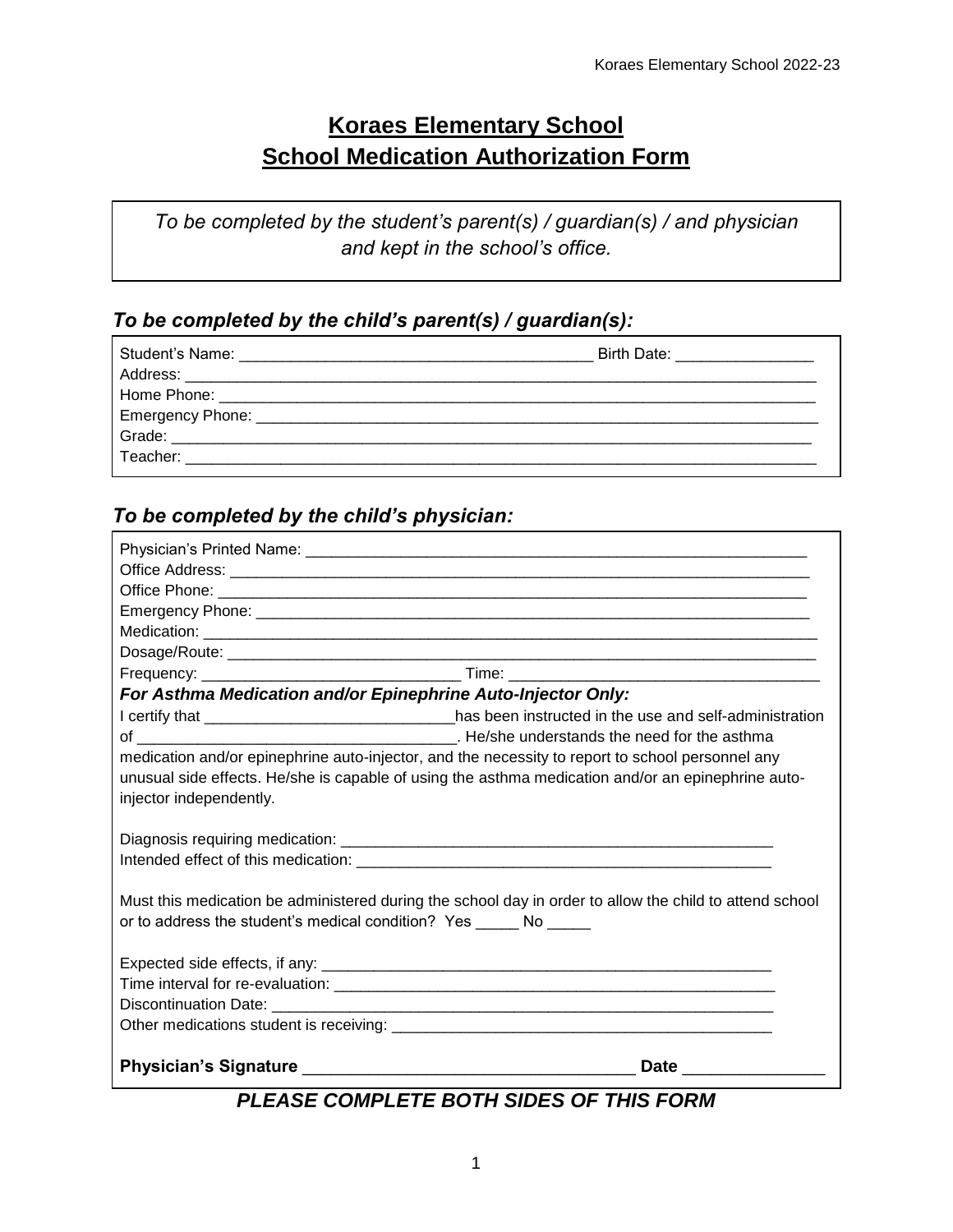# Koraes Elementary School
# School Medication Authorization Form

*To be completed by the student's parent(s) / guardian(s) / and physician and kept in the school's office.*

### *To be completed by the child's parent(s) / guardian(s):*

Student's Name: ________________________________________ Birth Date: ________________
Address: ______________________________________________________________________
Home Phone: ___________________________________________________________________
Emergency Phone: _______________________________________________________________
Grade: ________________________________________________________________________
Teacher: _______________________________________________________________________

### *To be completed by the child's physician:*

Physician's Printed Name: ________________________________________________________
Office Address: _________________________________________________________________
Office Phone: ___________________________________________________________________
Emergency Phone: _______________________________________________________________
Medication: _____________________________________________________________________
Dosage/Route: __________________________________________________________________
Frequency: ______________________________ Time: ____________________________________

***For Asthma Medication and/or Epinephrine Auto-Injector Only:***

I certify that ____________________________has been instructed in the use and self-administration of ______________________________________. He/she understands the need for the asthma medication and/or epinephrine auto-injector, and the necessity to report to school personnel any unusual side effects. He/she is capable of using the asthma medication and/or an epinephrine auto-injector independently.

Diagnosis requiring medication: _____________________________________________________
Intended effect of this medication: ___________________________________________________

Must this medication be administered during the school day in order to allow the child to attend school or to address the student's medical condition? Yes _____ No _____

Expected side effects, if any: ______________________________________________________
Time interval for re-evaluation: _____________________________________________________
Discontinuation Date: _____________________________________________________________
Other medications student is receiving: ________________________________________________

**Physician's Signature** ____________________________________ **Date** _______________

***PLEASE COMPLETE BOTH SIDES OF THIS FORM***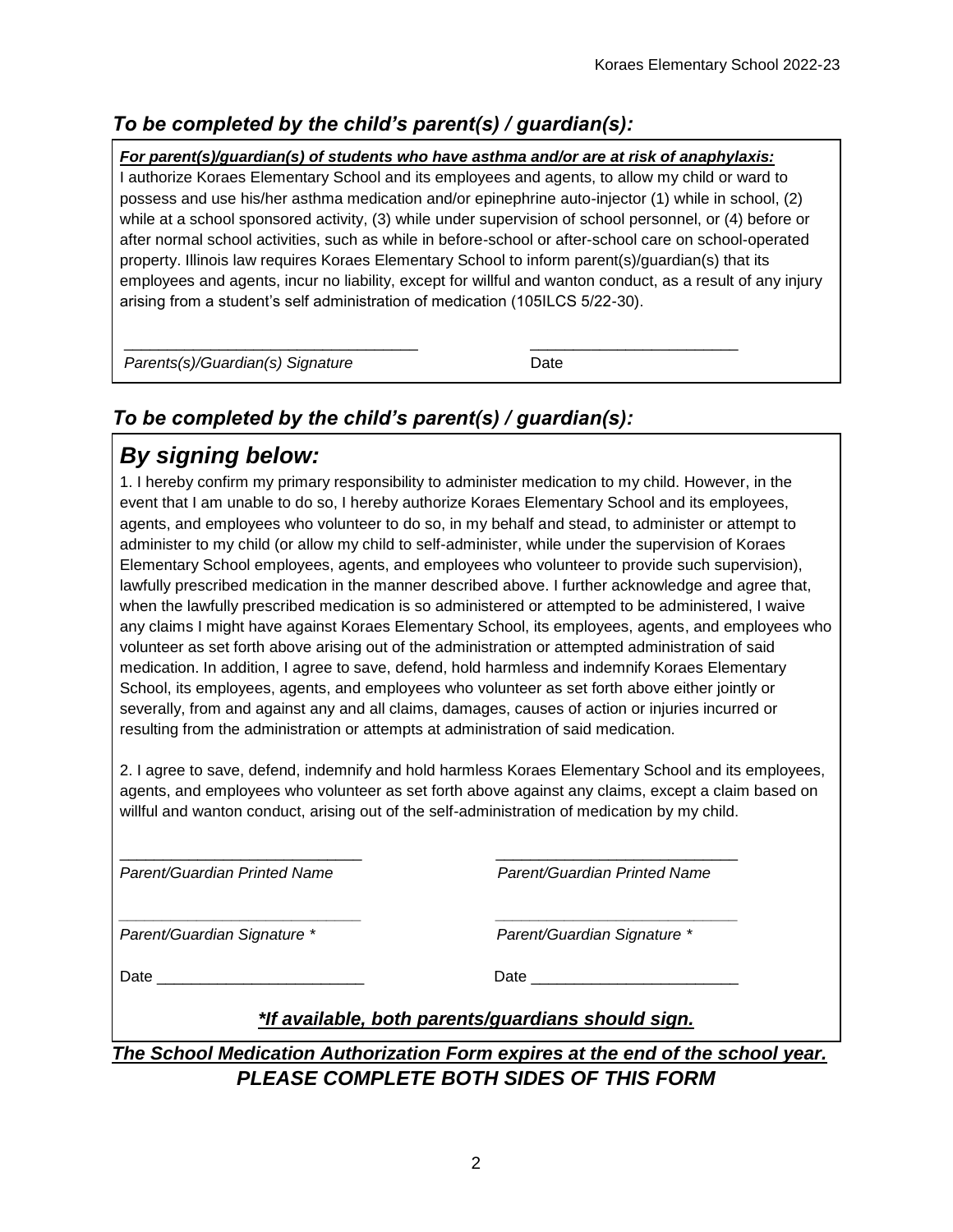## *To be completed by the child's parent(s) / guardian(s):*

***For parent(s)/guardian(s) of students who have asthma and/or are at risk of anaphylaxis:***

I authorize Koraes Elementary School and its employees and agents, to allow my child or ward to possess and use his/her asthma medication and/or epinephrine auto-injector (1) while in school, (2) while at a school sponsored activity, (3) while under supervision of school personnel, or (4) before or after normal school activities, such as while in before-school or after-school care on school-operated property. Illinois law requires Koraes Elementary School to inform parent(s)/guardian(s) that its employees and agents, incur no liability, except for willful and wanton conduct, as a result of any injury arising from a student's self administration of medication (105ILCS 5/22-30).

\_\_\_\_\_\_\_\_\_\_\_\_\_\_\_\_\_\_\_\_\_\_\_\_\_\_\_\_\_\_\_\_\_\_ \_\_\_\_\_\_\_\_\_\_\_\_\_\_\_\_\_\_\_\_\_\_\_\_\_\_

*Parents(s)/Guardian(s) Signature* Date

## *To be completed by the child's parent(s) / guardian(s):*

# *By signing below:*

1. I hereby confirm my primary responsibility to administer medication to my child. However, in the event that I am unable to do so, I hereby authorize Koraes Elementary School and its employees, agents, and employees who volunteer to do so, in my behalf and stead, to administer or attempt to administer to my child (or allow my child to self-administer, while under the supervision of Koraes Elementary School employees, agents, and employees who volunteer to provide such supervision), lawfully prescribed medication in the manner described above. I further acknowledge and agree that, when the lawfully prescribed medication is so administered or attempted to be administered, I waive any claims I might have against Koraes Elementary School, its employees, agents, and employees who volunteer as set forth above arising out of the administration or attempted administration of said medication. In addition, I agree to save, defend, hold harmless and indemnify Koraes Elementary School, its employees, agents, and employees who volunteer as set forth above either jointly or severally, from and against any and all claims, damages, causes of action or injuries incurred or resulting from the administration or attempts at administration of said medication.

2. I agree to save, defend, indemnify and hold harmless Koraes Elementary School and its employees, agents, and employees who volunteer as set forth above against any claims, except a claim based on willful and wanton conduct, arising out of the self-administration of medication by my child.

\_\_\_\_\_\_\_\_\_\_\_\_\_\_\_\_\_\_\_\_\_\_\_\_\_\_\_\_ \_\_\_\_\_\_\_\_\_\_\_\_\_\_\_\_\_\_\_\_\_\_\_\_\_\_\_\_

*Parent/Guardian Printed Name* *Parent/Guardian Printed Name*

\_\_\_\_\_\_\_\_\_\_\_\_\_\_\_\_\_\_\_\_\_\_\_\_\_\_\_\_ \_\_\_\_\_\_\_\_\_\_\_\_\_\_\_\_\_\_\_\_\_\_\_\_\_\_\_\_

*Parent/Guardian Signature \** *Parent/Guardian Signature \**

Date \_\_\_\_\_\_\_\_\_\_\_\_\_\_\_\_\_\_\_\_\_\_\_\_ Date \_\_\_\_\_\_\_\_\_\_\_\_\_\_\_\_\_\_\_\_\_\_\_\_

***\*If available, both parents/guardians should sign.***

***The School Medication Authorization Form expires at the end of the school year.***

***PLEASE COMPLETE BOTH SIDES OF THIS FORM***